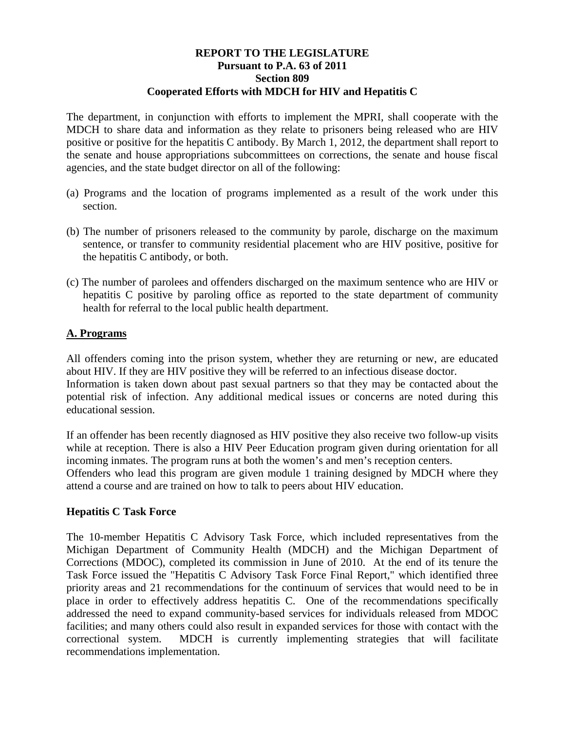**REPORT TO THE LEGISLATURE**
**Pursuant to P.A. 63 of 2011**
**Section 809**
**Cooperated Efforts with MDCH for HIV and Hepatitis C**

The department, in conjunction with efforts to implement the MPRI, shall cooperate with the MDCH to share data and information as they relate to prisoners being released who are HIV positive or positive for the hepatitis C antibody. By March 1, 2012, the department shall report to the senate and house appropriations subcommittees on corrections, the senate and house fiscal agencies, and the state budget director on all of the following:

(a) Programs and the location of programs implemented as a result of the work under this section.

(b) The number of prisoners released to the community by parole, discharge on the maximum sentence, or transfer to community residential placement who are HIV positive, positive for the hepatitis C antibody, or both.

(c) The number of parolees and offenders discharged on the maximum sentence who are HIV or hepatitis C positive by paroling office as reported to the state department of community health for referral to the local public health department.

## A. Programs

All offenders coming into the prison system, whether they are returning or new, are educated about HIV. If they are HIV positive they will be referred to an infectious disease doctor. Information is taken down about past sexual partners so that they may be contacted about the potential risk of infection. Any additional medical issues or concerns are noted during this educational session.

If an offender has been recently diagnosed as HIV positive they also receive two follow-up visits while at reception. There is also a HIV Peer Education program given during orientation for all incoming inmates. The program runs at both the women's and men's reception centers. Offenders who lead this program are given module 1 training designed by MDCH where they attend a course and are trained on how to talk to peers about HIV education.

### Hepatitis C Task Force

The 10-member Hepatitis C Advisory Task Force, which included representatives from the Michigan Department of Community Health (MDCH) and the Michigan Department of Corrections (MDOC), completed its commission in June of 2010. At the end of its tenure the Task Force issued the "Hepatitis C Advisory Task Force Final Report," which identified three priority areas and 21 recommendations for the continuum of services that would need to be in place in order to effectively address hepatitis C. One of the recommendations specifically addressed the need to expand community-based services for individuals released from MDOC facilities; and many others could also result in expanded services for those with contact with the correctional system. MDCH is currently implementing strategies that will facilitate recommendations implementation.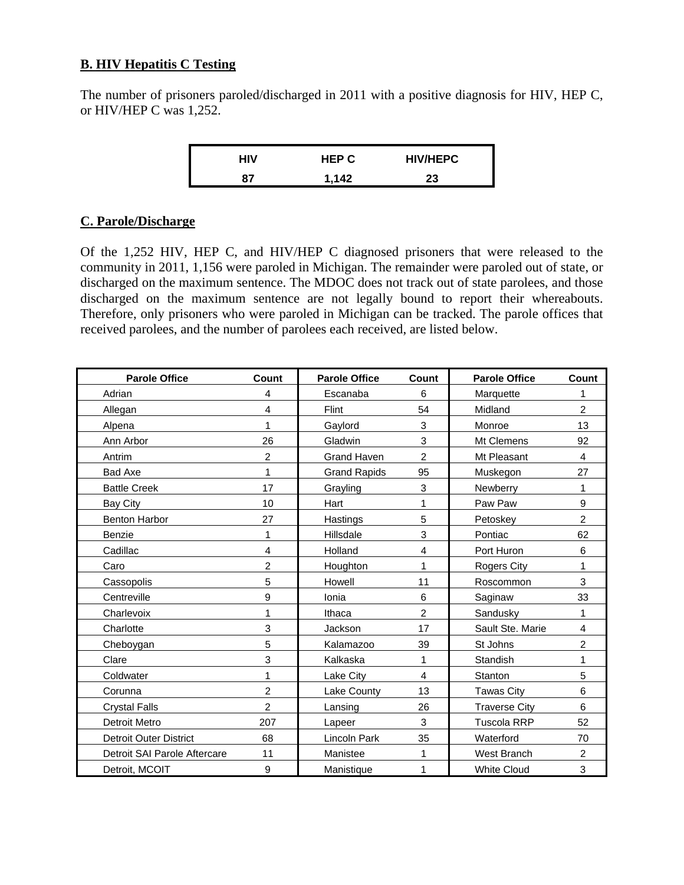**B. HIV Hepatitis C Testing**

The number of prisoners paroled/discharged in 2011 with a positive diagnosis for HIV, HEP C, or HIV/HEP C was 1,252.

| HIV | HEP C | HIV/HEPC |
|---|---|---|
| 87 | 1,142 | 23 |

**C. Parole/Discharge**

Of the 1,252 HIV, HEP C, and HIV/HEP C diagnosed prisoners that were released to the community in 2011, 1,156 were paroled in Michigan. The remainder were paroled out of state, or discharged on the maximum sentence. The MDOC does not track out of state parolees, and those discharged on the maximum sentence are not legally bound to report their whereabouts. Therefore, only prisoners who were paroled in Michigan can be tracked. The parole offices that received parolees, and the number of parolees each received, are listed below.

| Parole Office | Count | Parole Office | Count | Parole Office | Count |
|---|---|---|---|---|---|
| Adrian | 4 | Escanaba | 6 | Marquette | 1 |
| Allegan | 4 | Flint | 54 | Midland | 2 |
| Alpena | 1 | Gaylord | 3 | Monroe | 13 |
| Ann Arbor | 26 | Gladwin | 3 | Mt Clemens | 92 |
| Antrim | 2 | Grand Haven | 2 | Mt Pleasant | 4 |
| Bad Axe | 1 | Grand Rapids | 95 | Muskegon | 27 |
| Battle Creek | 17 | Grayling | 3 | Newberry | 1 |
| Bay City | 10 | Hart | 1 | Paw Paw | 9 |
| Benton Harbor | 27 | Hastings | 5 | Petoskey | 2 |
| Benzie | 1 | Hillsdale | 3 | Pontiac | 62 |
| Cadillac | 4 | Holland | 4 | Port Huron | 6 |
| Caro | 2 | Houghton | 1 | Rogers City | 1 |
| Cassopolis | 5 | Howell | 11 | Roscommon | 3 |
| Centreville | 9 | Ionia | 6 | Saginaw | 33 |
| Charlevoix | 1 | Ithaca | 2 | Sandusky | 1 |
| Charlotte | 3 | Jackson | 17 | Sault Ste. Marie | 4 |
| Cheboygan | 5 | Kalamazoo | 39 | St Johns | 2 |
| Clare | 3 | Kalkaska | 1 | Standish | 1 |
| Coldwater | 1 | Lake City | 4 | Stanton | 5 |
| Corunna | 2 | Lake County | 13 | Tawas City | 6 |
| Crystal Falls | 2 | Lansing | 26 | Traverse City | 6 |
| Detroit Metro | 207 | Lapeer | 3 | Tuscola RRP | 52 |
| Detroit Outer District | 68 | Lincoln Park | 35 | Waterford | 70 |
| Detroit SAI Parole Aftercare | 11 | Manistee | 1 | West Branch | 2 |
| Detroit, MCOIT | 9 | Manistique | 1 | White Cloud | 3 |